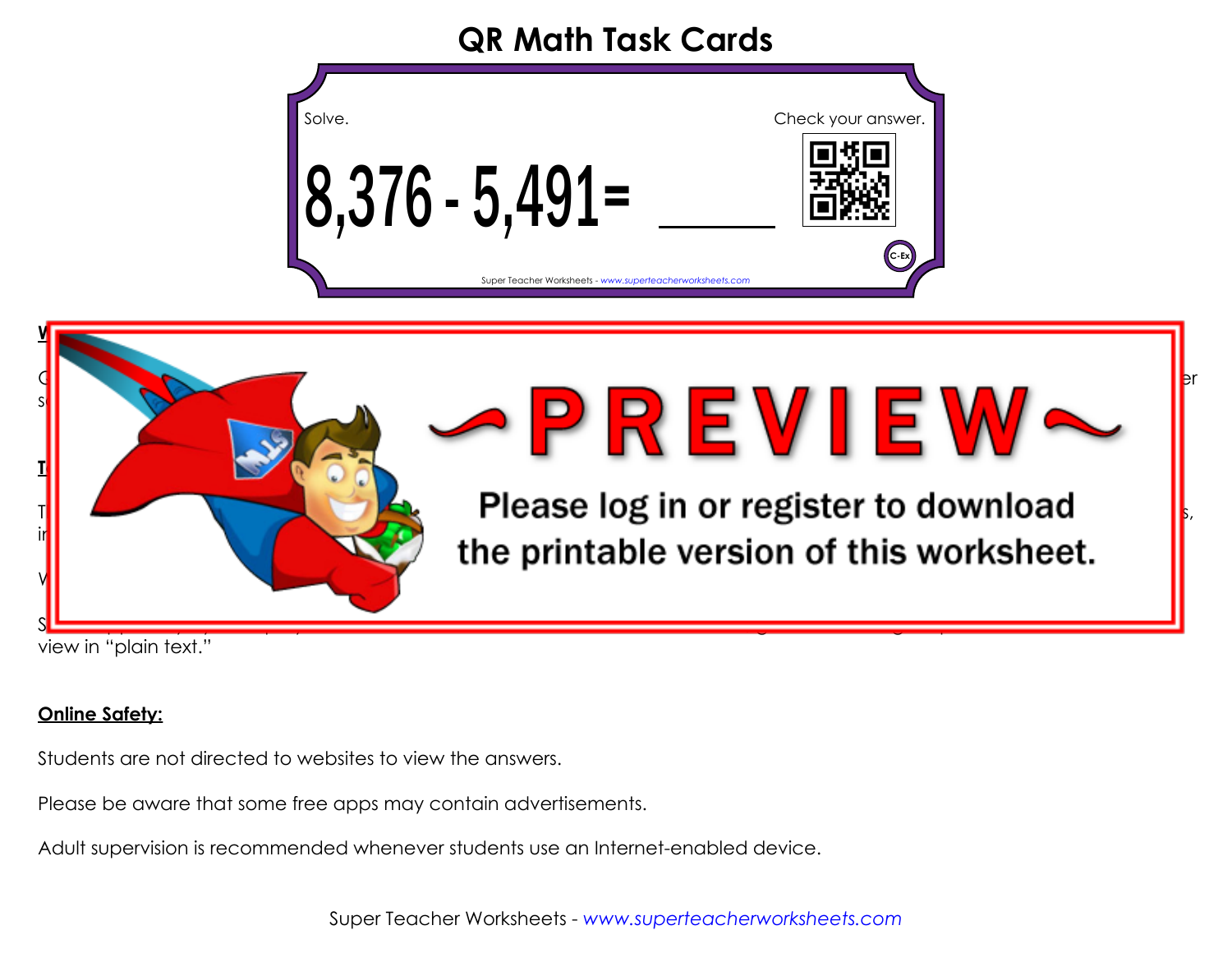# QR Math Task Cards

Solve.

Check your answer.

$$8{,}376 - 5{,}491 = \_\_\_\_\_$$

C-Ex

Super Teacher Worksheets - *www.superteacherworksheets.com*

~PREVIEW~

Please log in or register to download the printable version of this worksheet.

view in "plain text."

**Online Safety:**

Students are not directed to websites to view the answers.

Please be aware that some free apps may contain advertisements.

Adult supervision is recommended whenever students use an Internet-enabled device.

Super Teacher Worksheets - *www.superteacherworksheets.com*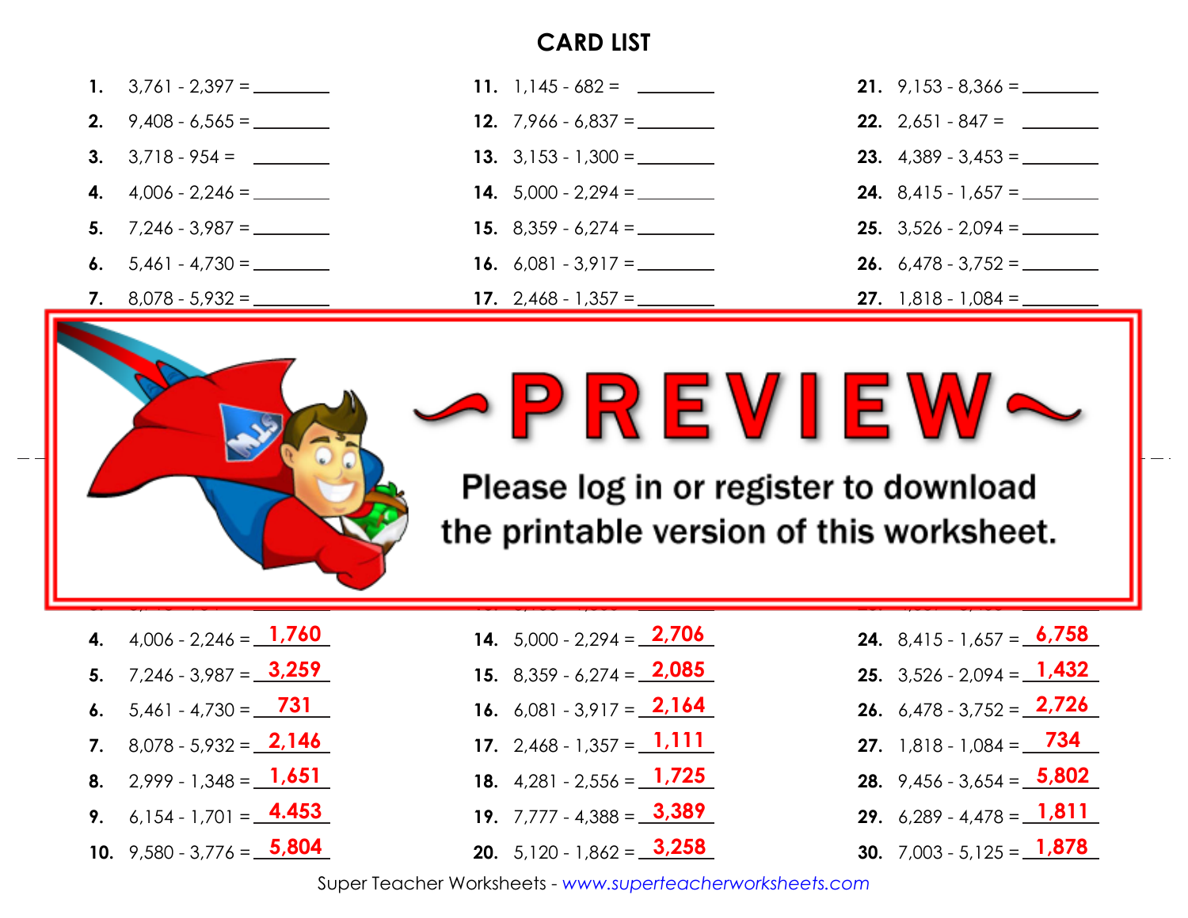# CARD LIST

1. 3,761 - 2,397 = ________
2. 9,408 - 6,565 = ________
3. 3,718 - 954 = ________
4. 4,006 - 2,246 = ________
5. 7,246 - 3,987 = ________
6. 5,461 - 4,730 = ________
7. 8,078 - 5,932 = ________

11. 1,145 - 682 = ________
12. 7,966 - 6,837 = ________
13. 3,153 - 1,300 = ________
14. 5,000 - 2,294 = ________
15. 8,359 - 6,274 = ________
16. 6,081 - 3,917 = ________
17. 2,468 - 1,357 = ________

21. 9,153 - 8,366 = ________
22. 2,651 - 847 = ________
23. 4,389 - 3,453 = ________
24. 8,415 - 1,657 = ________
25. 3,526 - 2,094 = ________
26. 6,478 - 3,752 = ________
27. 1,818 - 1,084 = ________

~PREVIEW~

Please log in or register to download the printable version of this worksheet.

4. 4,006 - 2,246 = 1,760
5. 7,246 - 3,987 = 3,259
6. 5,461 - 4,730 = 731
7. 8,078 - 5,932 = 2,146
8. 2,999 - 1,348 = 1,651
9. 6,154 - 1,701 = 4.453
10. 9,580 - 3,776 = 5,804

14. 5,000 - 2,294 = 2,706
15. 8,359 - 6,274 = 2,085
16. 6,081 - 3,917 = 2,164
17. 2,468 - 1,357 = 1,111
18. 4,281 - 2,556 = 1,725
19. 7,777 - 4,388 = 3,389
20. 5,120 - 1,862 = 3,258

24. 8,415 - 1,657 = 6,758
25. 3,526 - 2,094 = 1,432
26. 6,478 - 3,752 = 2,726
27. 1,818 - 1,084 = 734
28. 9,456 - 3,654 = 5,802
29. 6,289 - 4,478 = 1,811
30. 7,003 - 5,125 = 1,878

Super Teacher Worksheets - www.superteacherworksheets.com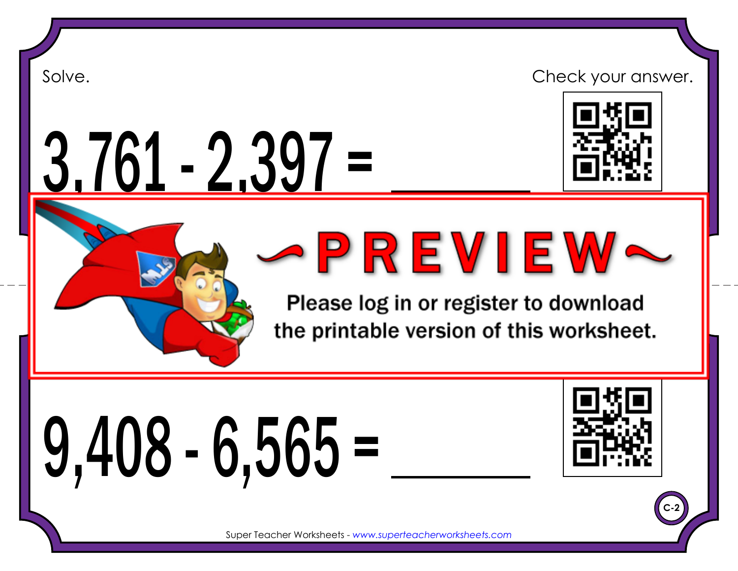Solve.

Check your answer.

$3,761 - 2,397 =$ ______

~PREVIEW~

Please log in or register to download the printable version of this worksheet.

$9,408 - 6,565 =$ ______

C-2

Super Teacher Worksheets - *www.superteacherworksheets.com*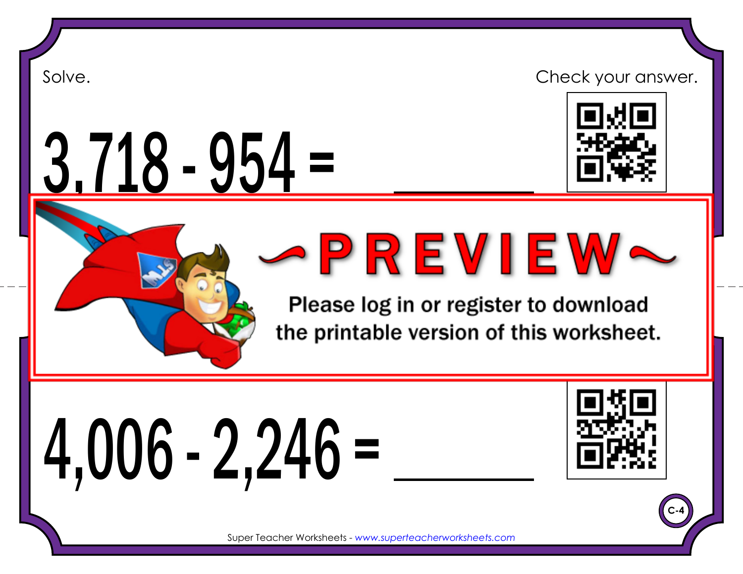Solve.

Check your answer.

$3{,}718 - 954 =$ \_\_\_\_\_\_\_\_

~PREVIEW~

Please log in or register to download the printable version of this worksheet.

$4{,}006 - 2{,}246 =$ \_\_\_\_\_\_\_\_

C-4

Super Teacher Worksheets - www.superteacherworksheets.com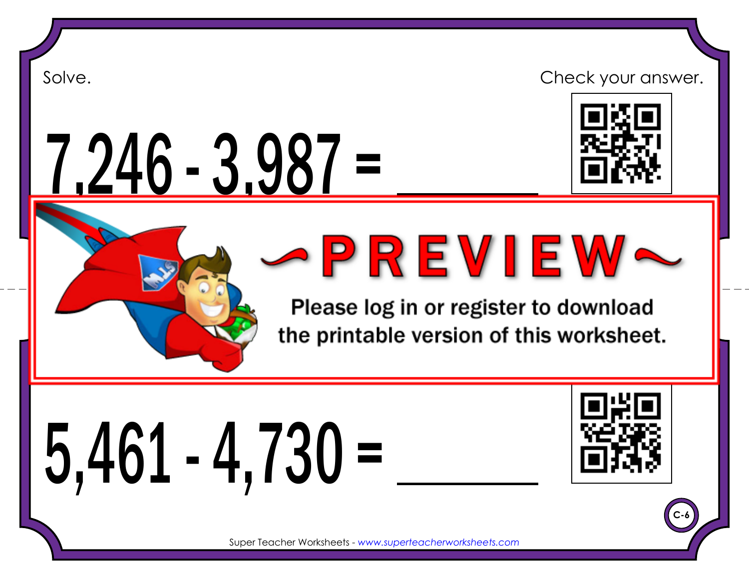Solve.

Check your answer.

# 7,246 - 3,987 = ______

Please log in or register to download the printable version of this worksheet.

# 5,461 - 4,730 = ______

C-6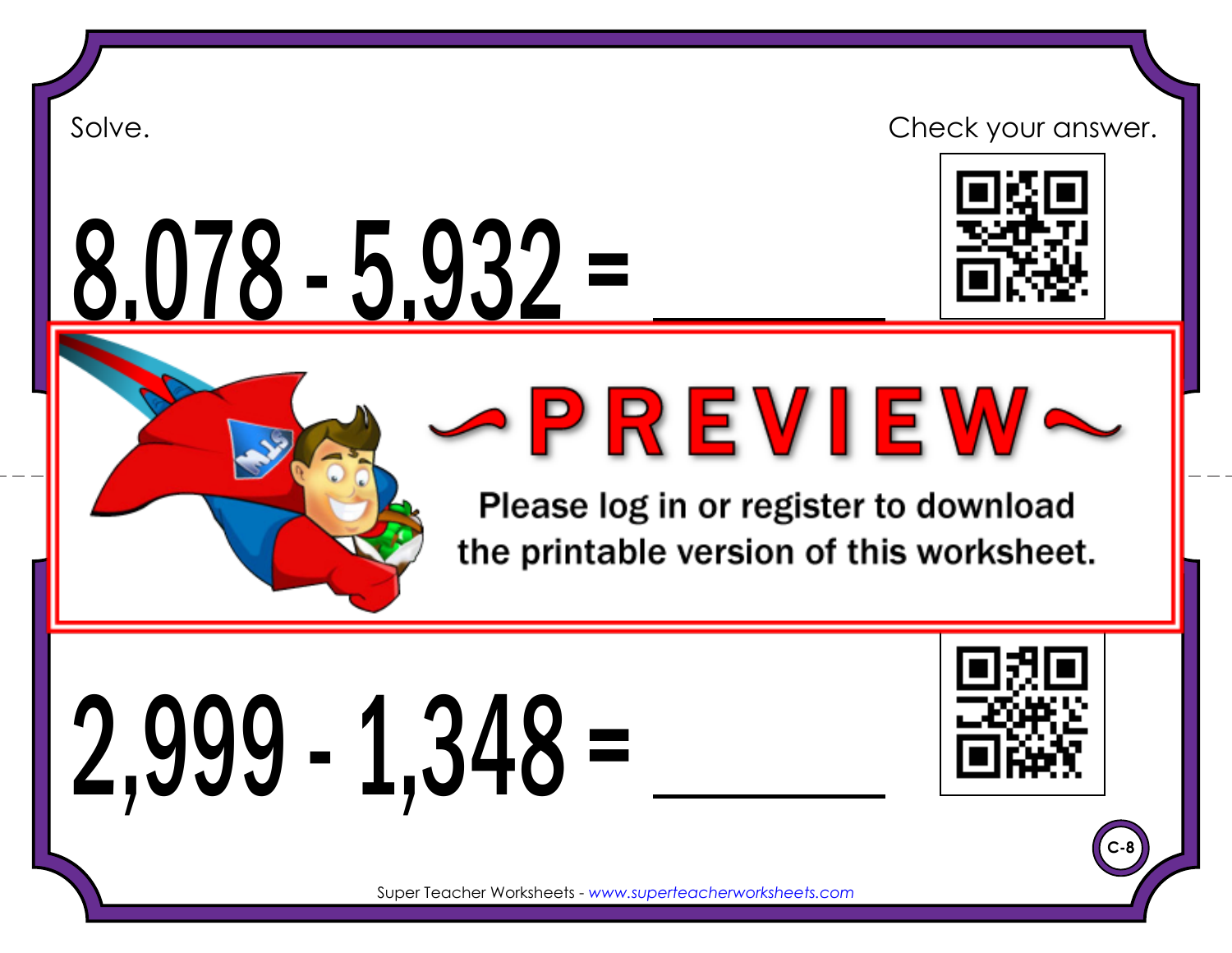Solve.

Check your answer.

$$8{,}078 - 5{,}932 = \underline{\qquad\qquad}$$

~PREVIEW~

Please log in or register to download the printable version of this worksheet.

$$2{,}999 - 1{,}348 = \underline{\qquad\qquad}$$

C-8

Super Teacher Worksheets - *www.superteacherworksheets.com*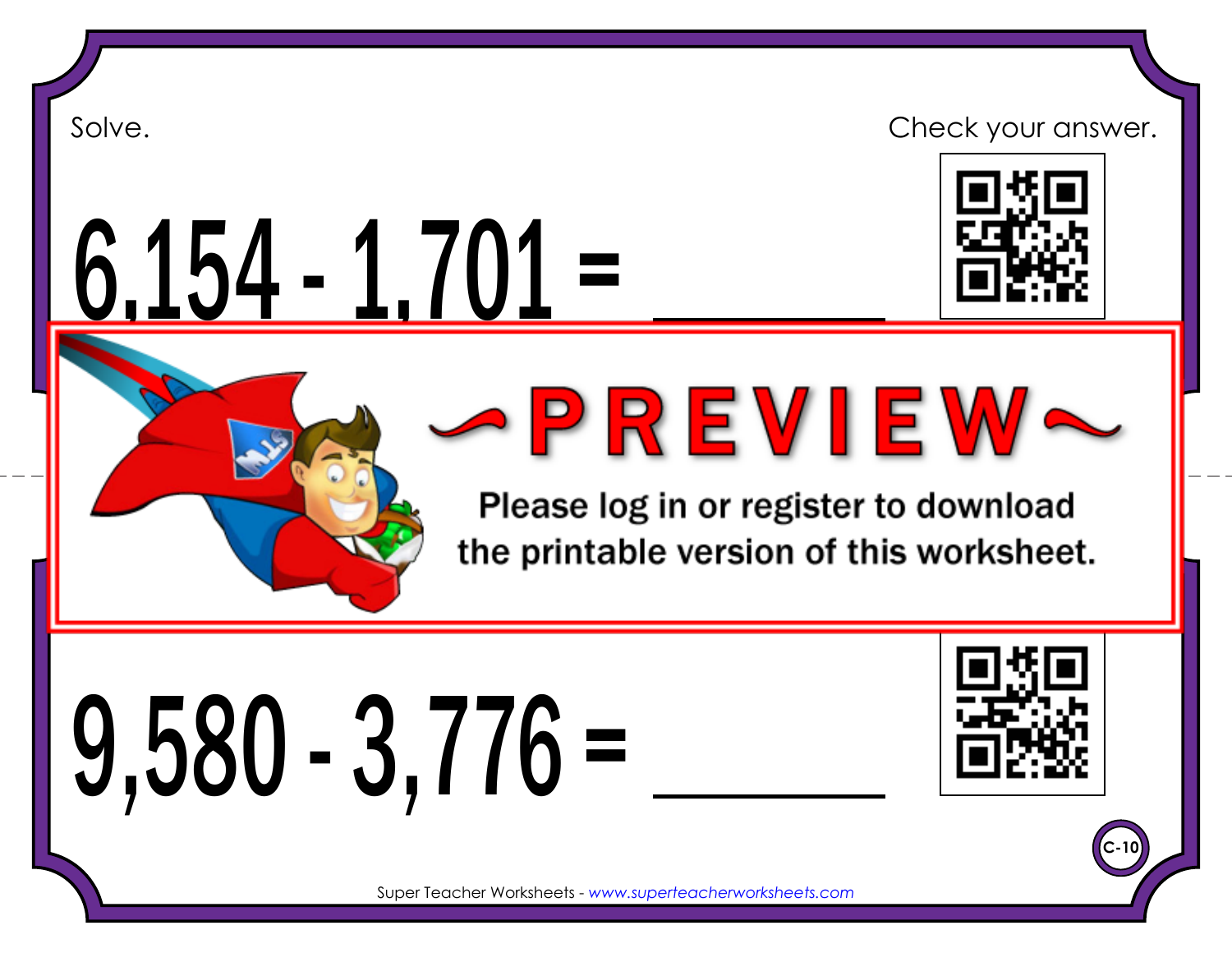Solve.

Check your answer.

# 6,154 - 1,701 = ______

~PREVIEW~

Please log in or register to download the printable version of this worksheet.

# 9,580 - 3,776 = ______

C-10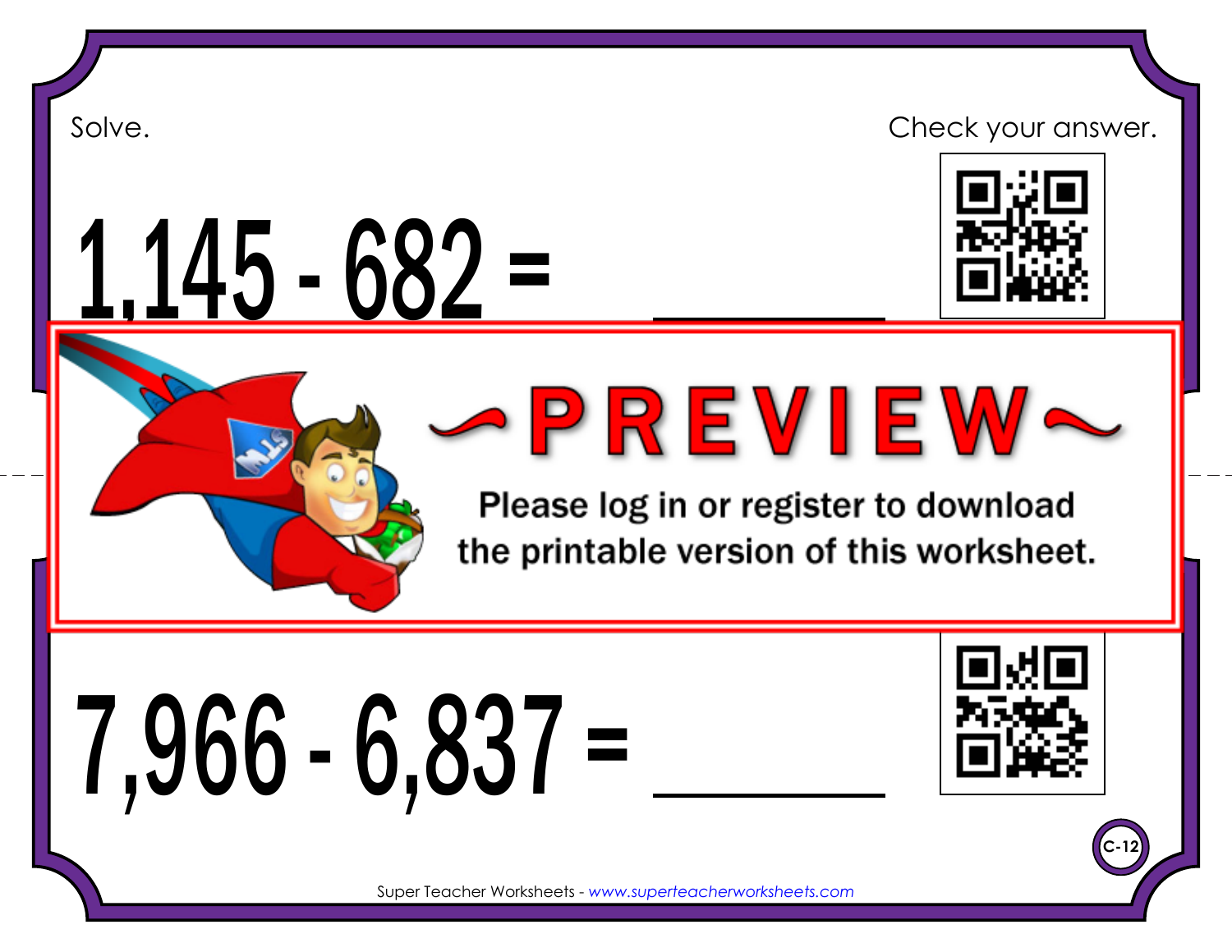Solve.

Check your answer.

$$1,145 - 682 = \_\_\_\_\_\_$$

~PREVIEW~

Please log in or register to download the printable version of this worksheet.

$$7,966 - 6,837 = \_\_\_\_\_\_$$

C-12

Super Teacher Worksheets - www.superteacherworksheets.com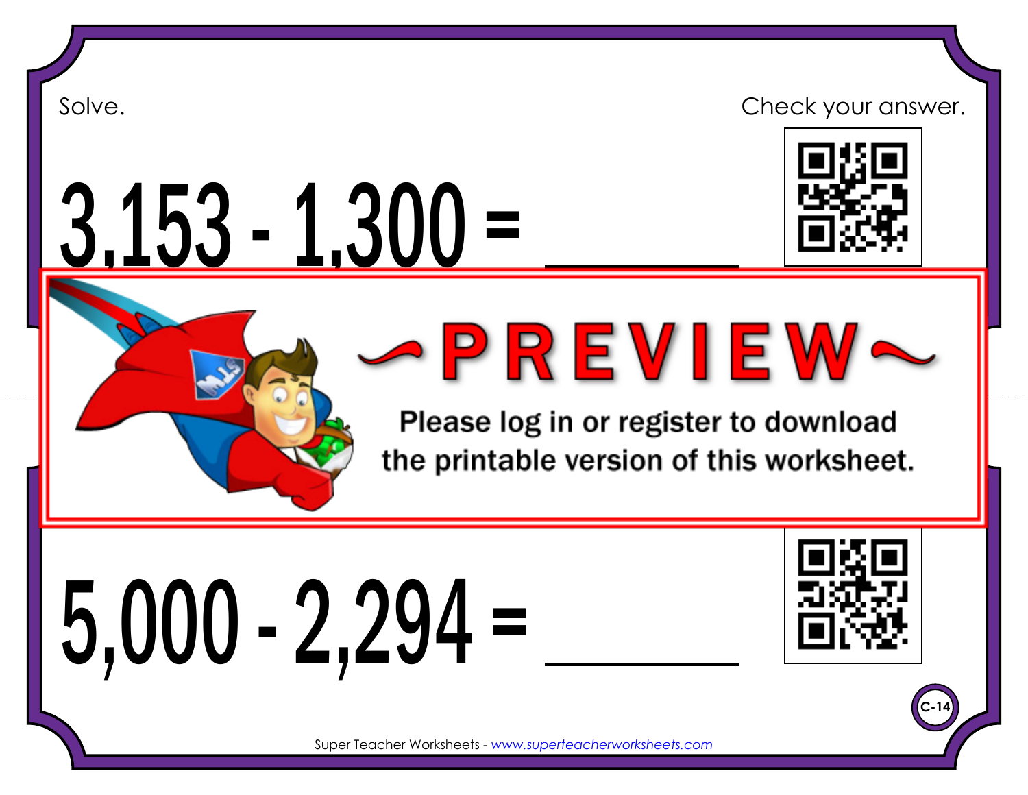Solve.

Check your answer.

# 3,153 - 1,300 = ______

~PREVIEW~

Please log in or register to download the printable version of this worksheet.

# 5,000 - 2,294 = ______

C-14

Super Teacher Worksheets - www.superteacherworksheets.com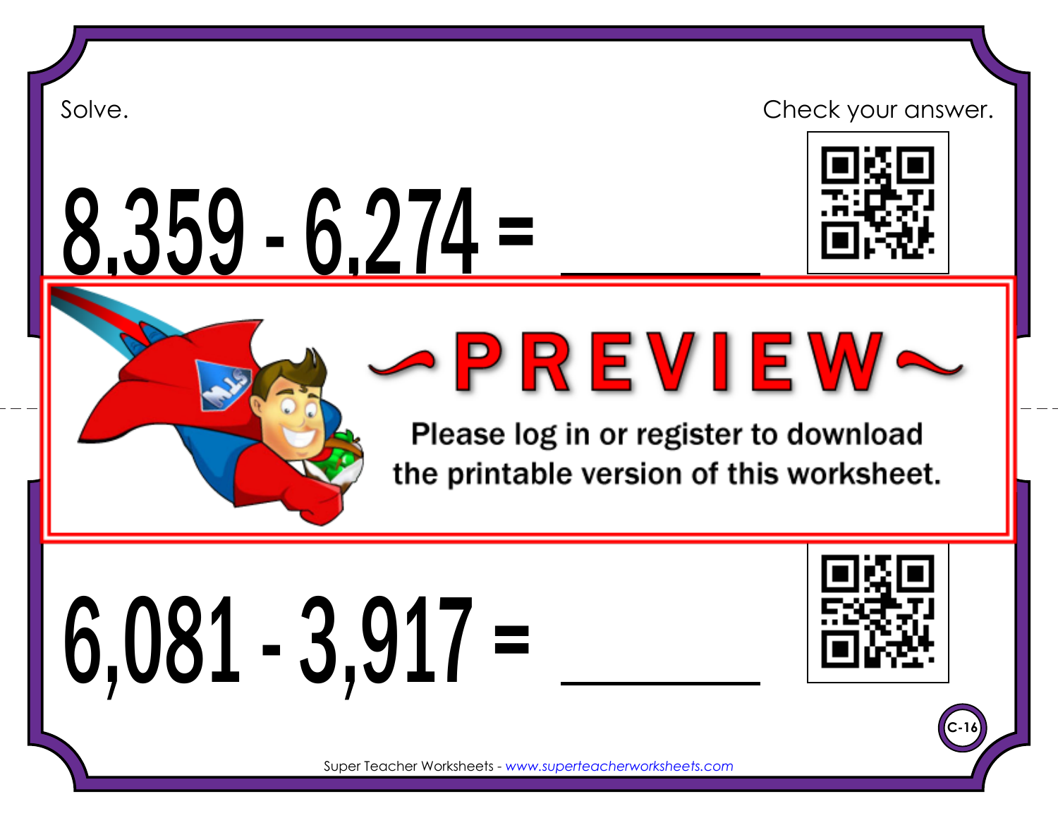Solve.

Check your answer.

$8,359 - 6,274 =$ ______

~PREVIEW~

Please log in or register to download the printable version of this worksheet.

$6,081 - 3,917 =$ ______

C-16

Super Teacher Worksheets - www.superteacherworksheets.com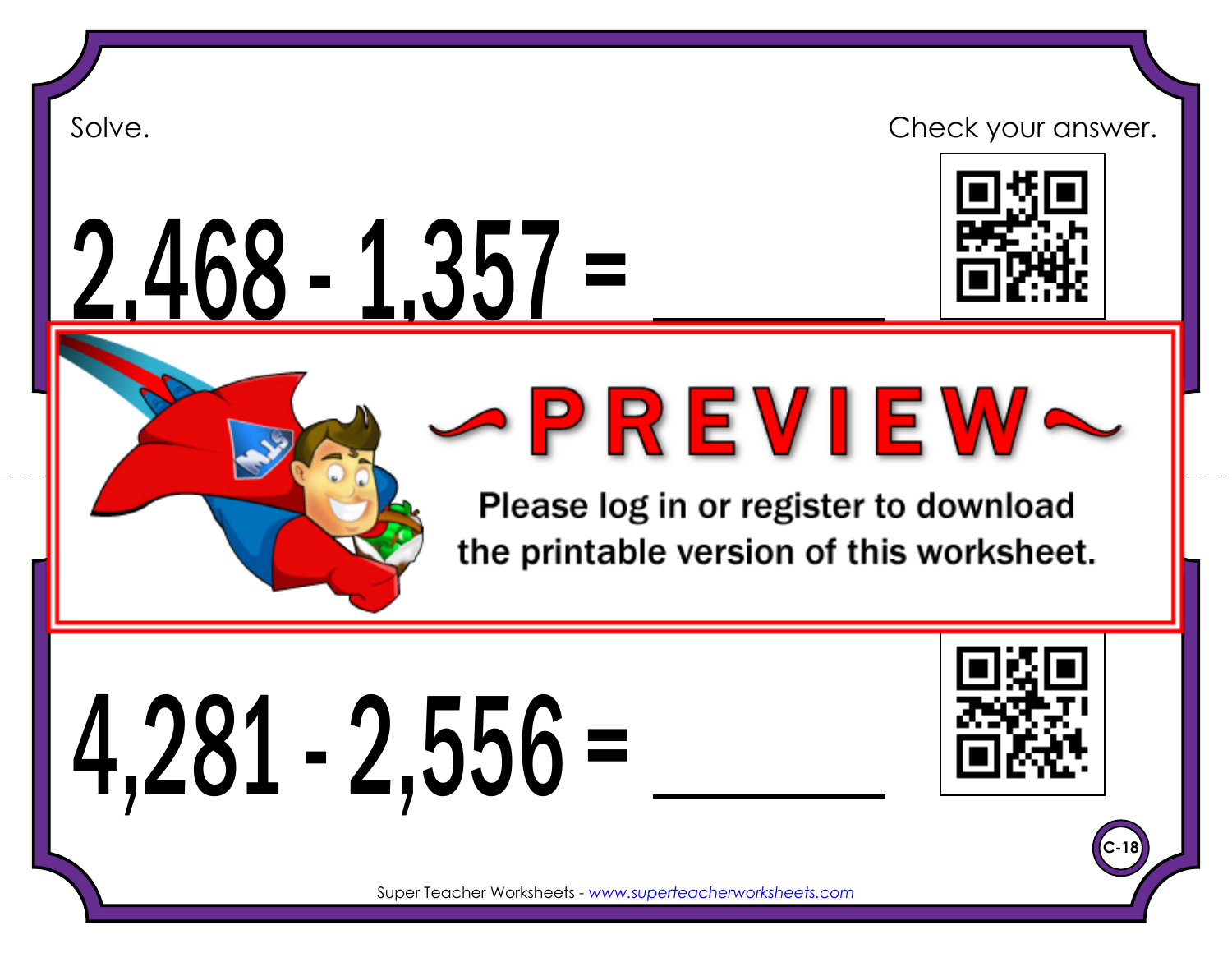Solve.

Check your answer.

# $2,468 - 1,357 =$ ______

~PREVIEW~

Please log in or register to download the printable version of this worksheet.

# $4,281 - 2,556 =$ ______

C-18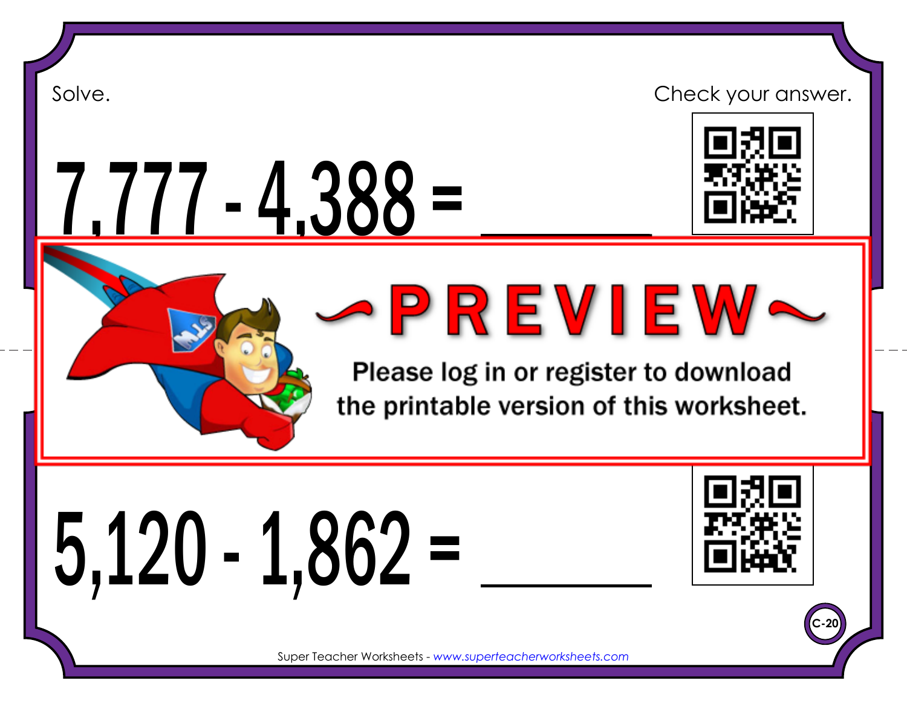Solve.

Check your answer.

$7,777 - 4,388 =$ ______

~PREVIEW~

Please log in or register to download the printable version of this worksheet.

$5,120 - 1,862 =$ ______

C-20

Super Teacher Worksheets - www.superteacherworksheets.com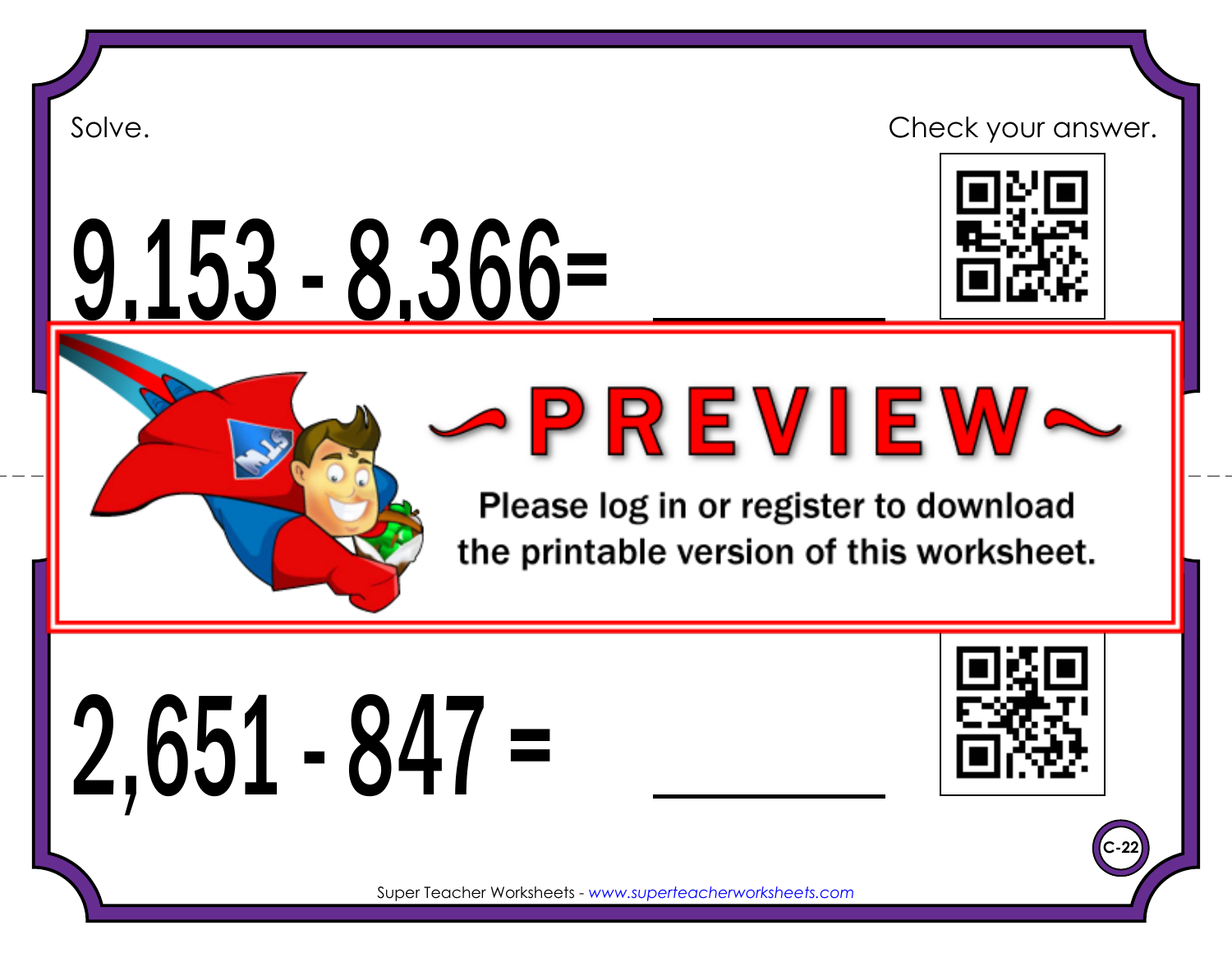Solve.

Check your answer.

# 9,153 - 8,366= ______

~PREVIEW~

Please log in or register to download the printable version of this worksheet.

# 2,651 - 847 = ______

C-22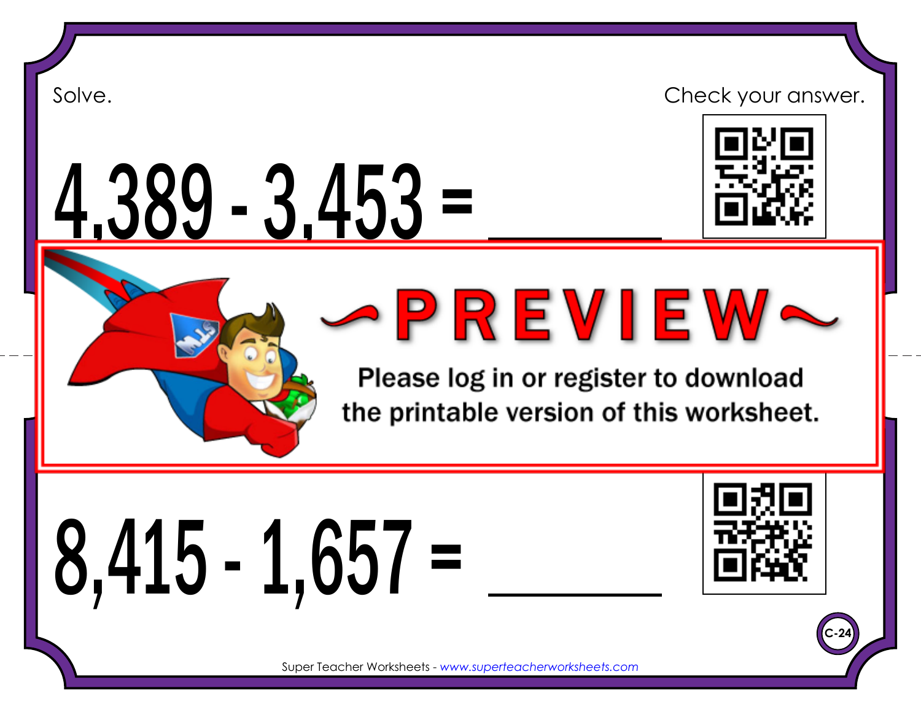Solve.

Check your answer.

$$4,389 - 3,453 = \_\_\_\_\_\_$$

~PREVIEW~

Please log in or register to download the printable version of this worksheet.

$$8,415 - 1,657 = \_\_\_\_\_\_$$

C-24

Super Teacher Worksheets - www.superteacherworksheets.com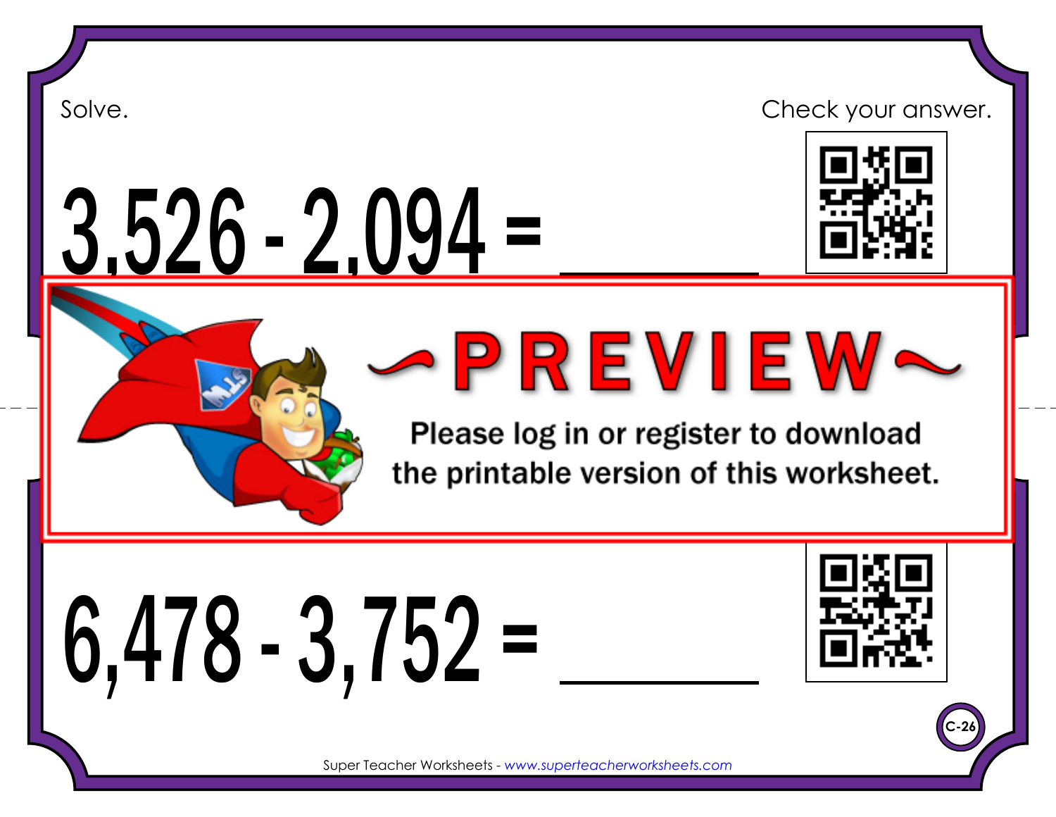Solve.

Check your answer.

$$3{,}526 - 2{,}094 = \_\_\_\_\_\_$$

~PREVIEW~

Please log in or register to download the printable version of this worksheet.

$$6{,}478 - 3{,}752 = \_\_\_\_\_\_$$

C-26

Super Teacher Worksheets - www.superteacherworksheets.com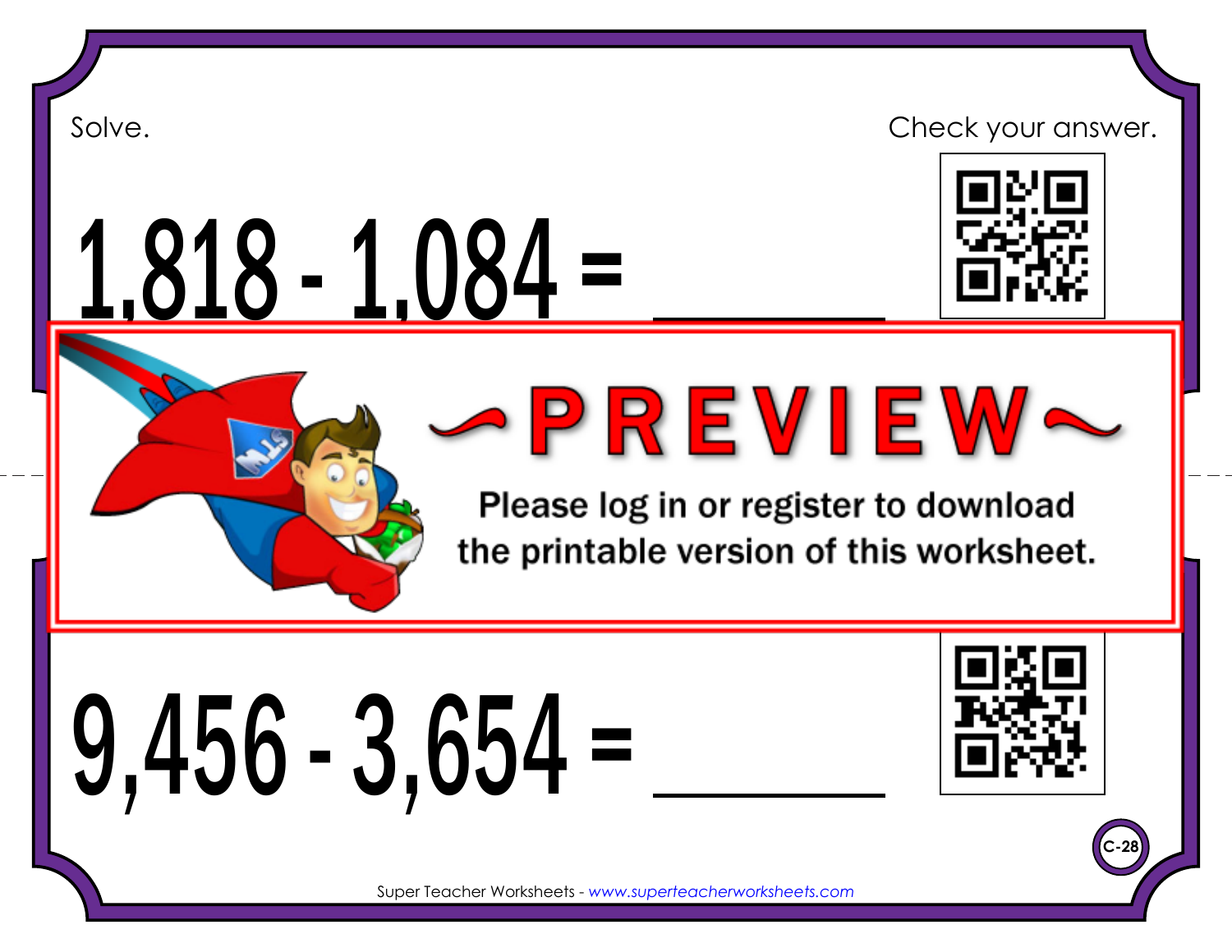Solve.

Check your answer.

1,818 - 1,084 = ______

~PREVIEW~

Please log in or register to download the printable version of this worksheet.

9,456 - 3,654 = ______

C-28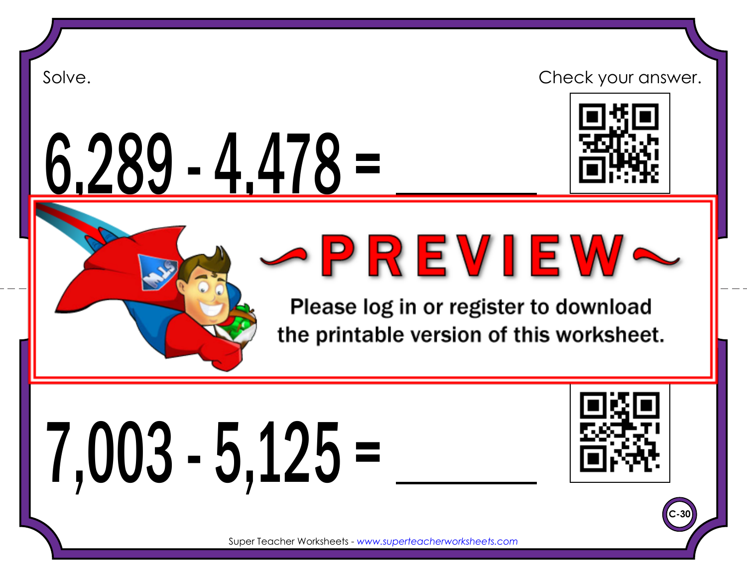Solve.

Check your answer.

$$6,289 - 4,478 = \_\_\_\_\_\_$$

~PREVIEW~

Please log in or register to download the printable version of this worksheet.

$$7,003 - 5,125 = \_\_\_\_\_\_$$

C-30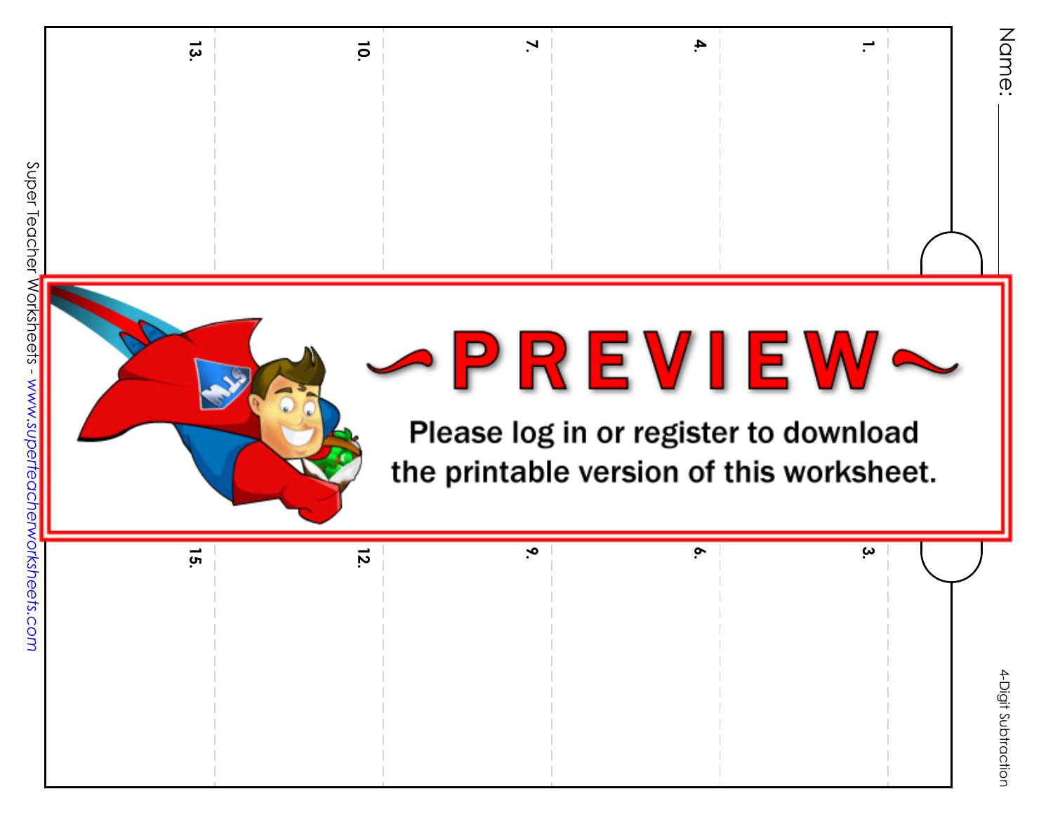Name: \_\_\_\_\_\_\_\_\_\_\_\_\_\_\_\_\_\_\_\_\_\_\_\_

1.

4.

7.

10.

13.

~PREVIEW~

Please log in or register to download the printable version of this worksheet.

3.

6.

9.

12.

15.

4-Digit Subtraction

Super Teacher Worksheets - www.superteacherworksheets.com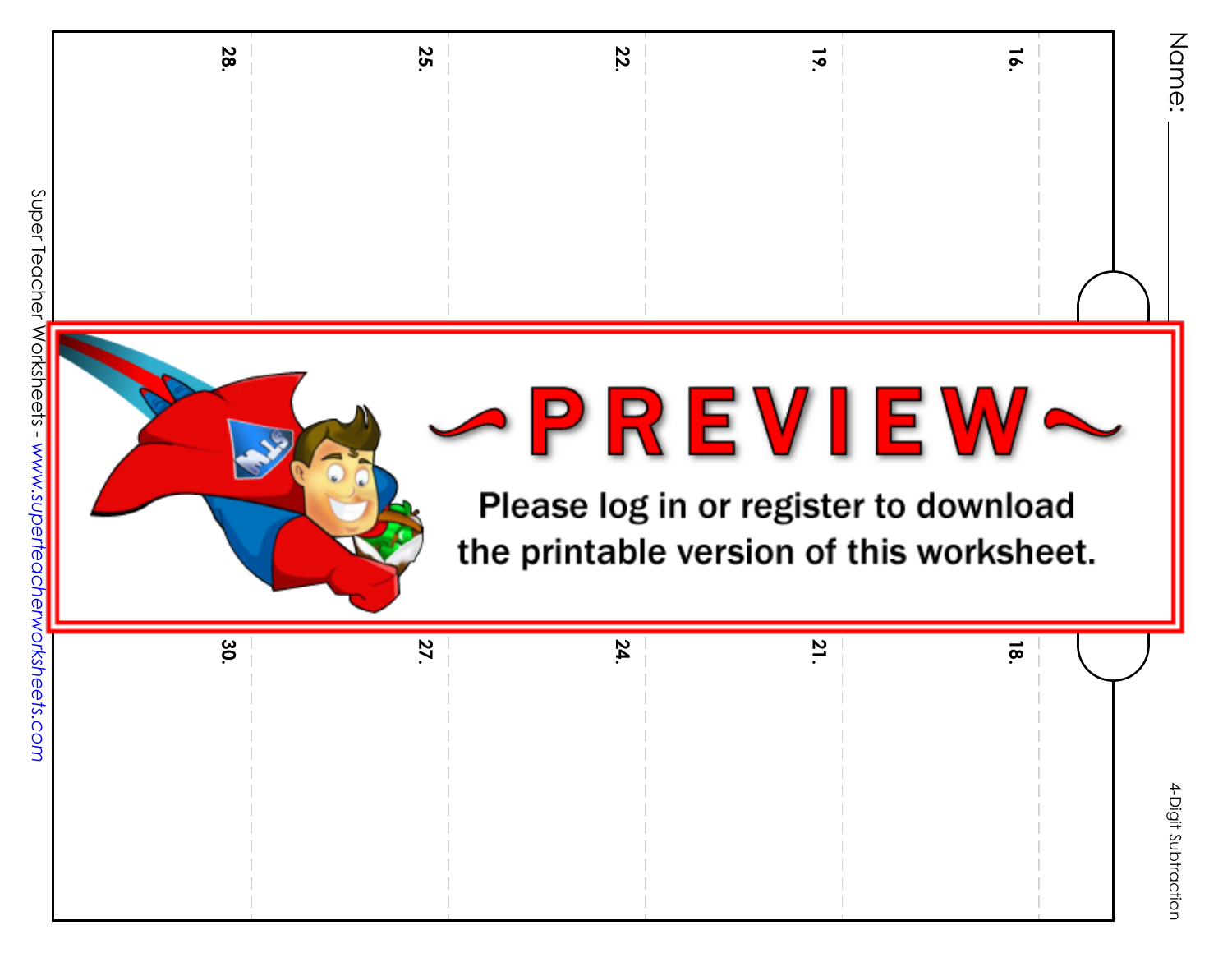Name: ______________

16.

18.

19.

21.

22.

24.

25.

27.

28.

30.